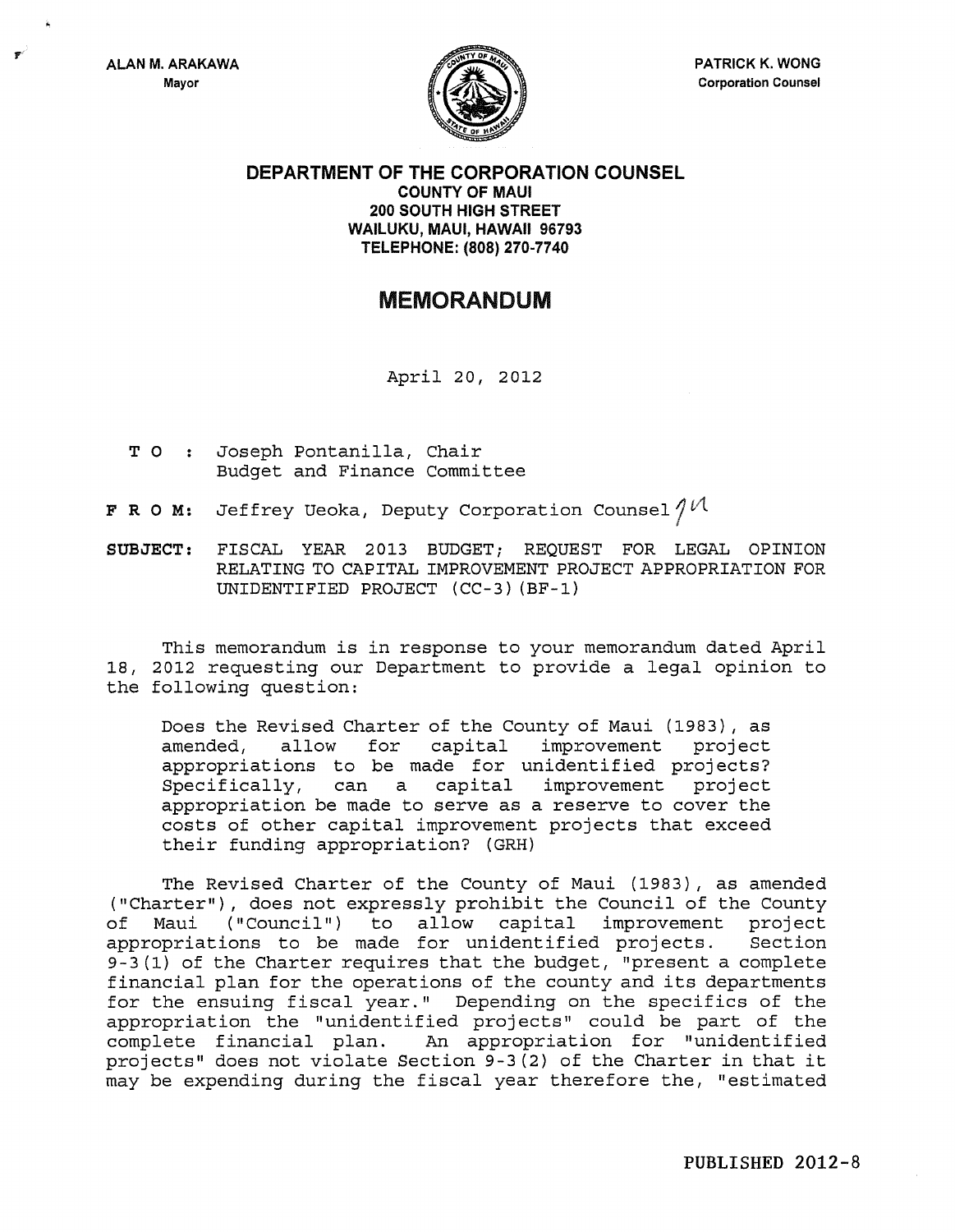ALAN M. ARAKAWA
Mayor

PATRICK K. WONG
Corporation Counsel

**DEPARTMENT OF THE CORPORATION COUNSEL**
**COUNTY OF MAUI**
**200 SOUTH HIGH STREET**
**WAILUKU, MAUI, HAWAII 96793**
**TELEPHONE: (808) 270-7740**

# MEMORANDUM

April 20, 2012

**T O :** Joseph Pontanilla, Chair
Budget and Finance Committee

**F R O M:** Jeffrey Ueoka, Deputy Corporation Counsel

**SUBJECT:** FISCAL YEAR 2013 BUDGET; REQUEST FOR LEGAL OPINION RELATING TO CAPITAL IMPROVEMENT PROJECT APPROPRIATION FOR UNIDENTIFIED PROJECT (CC-3)(BF-1)

This memorandum is in response to your memorandum dated April 18, 2012 requesting our Department to provide a legal opinion to the following question:

> Does the Revised Charter of the County of Maui (1983), as amended, allow for capital improvement project appropriations to be made for unidentified projects? Specifically, can a capital improvement project appropriation be made to serve as a reserve to cover the costs of other capital improvement projects that exceed their funding appropriation? (GRH)

The Revised Charter of the County of Maui (1983), as amended ("Charter"), does not expressly prohibit the Council of the County of Maui ("Council") to allow capital improvement project appropriations to be made for unidentified projects. Section 9-3(1) of the Charter requires that the budget, "present a complete financial plan for the operations of the county and its departments for the ensuing fiscal year." Depending on the specifics of the appropriation the "unidentified projects" could be part of the complete financial plan. An appropriation for "unidentified projects" does not violate Section 9-3(2) of the Charter in that it may be expending during the fiscal year therefore the, "estimated

PUBLISHED 2012-8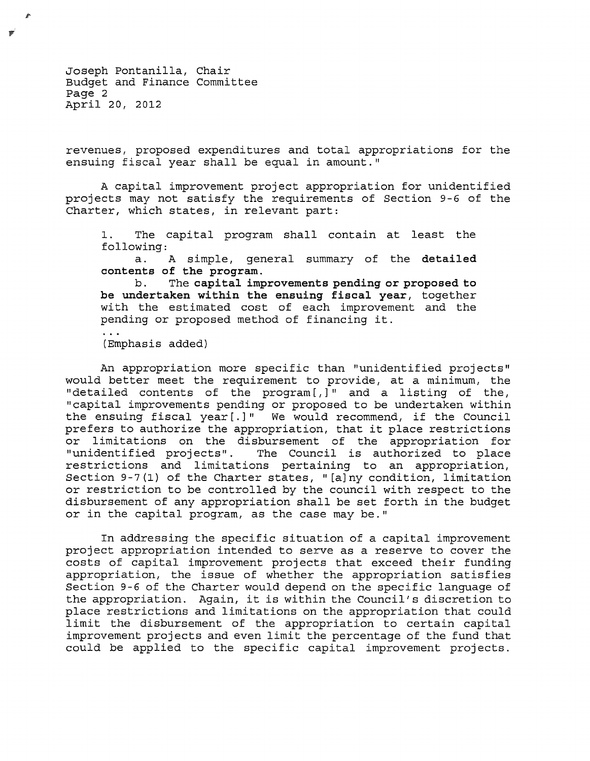revenues, proposed expenditures and total appropriations for the ensuing fiscal year shall be equal in amount."

A capital improvement project appropriation for unidentified projects may not satisfy the requirements of Section 9-6 of the Charter, which states, in relevant part:

> 1. The capital program shall contain at least the following:
>
>    a. A simple, general summary of the **detailed contents of the program**.
>
>    b. The **capital improvements pending or proposed to be undertaken within the ensuing fiscal year**, together with the estimated cost of each improvement and the pending or proposed method of financing it.
>
> ...
>
> (Emphasis added)

An appropriation more specific than "unidentified projects" would better meet the requirement to provide, at a minimum, the "detailed contents of the program[,]" and a listing of the, "capital improvements pending or proposed to be undertaken within the ensuing fiscal year[.]" We would recommend, if the Council prefers to authorize the appropriation, that it place restrictions or limitations on the disbursement of the appropriation for "unidentified projects". The Council is authorized to place restrictions and limitations pertaining to an appropriation, Section 9-7(1) of the Charter states, "[a]ny condition, limitation or restriction to be controlled by the council with respect to the disbursement of any appropriation shall be set forth in the budget or in the capital program, as the case may be."

In addressing the specific situation of a capital improvement project appropriation intended to serve as a reserve to cover the costs of capital improvement projects that exceed their funding appropriation, the issue of whether the appropriation satisfies Section 9-6 of the Charter would depend on the specific language of the appropriation. Again, it is within the Council's discretion to place restrictions and limitations on the appropriation that could limit the disbursement of the appropriation to certain capital improvement projects and even limit the percentage of the fund that could be applied to the specific capital improvement projects.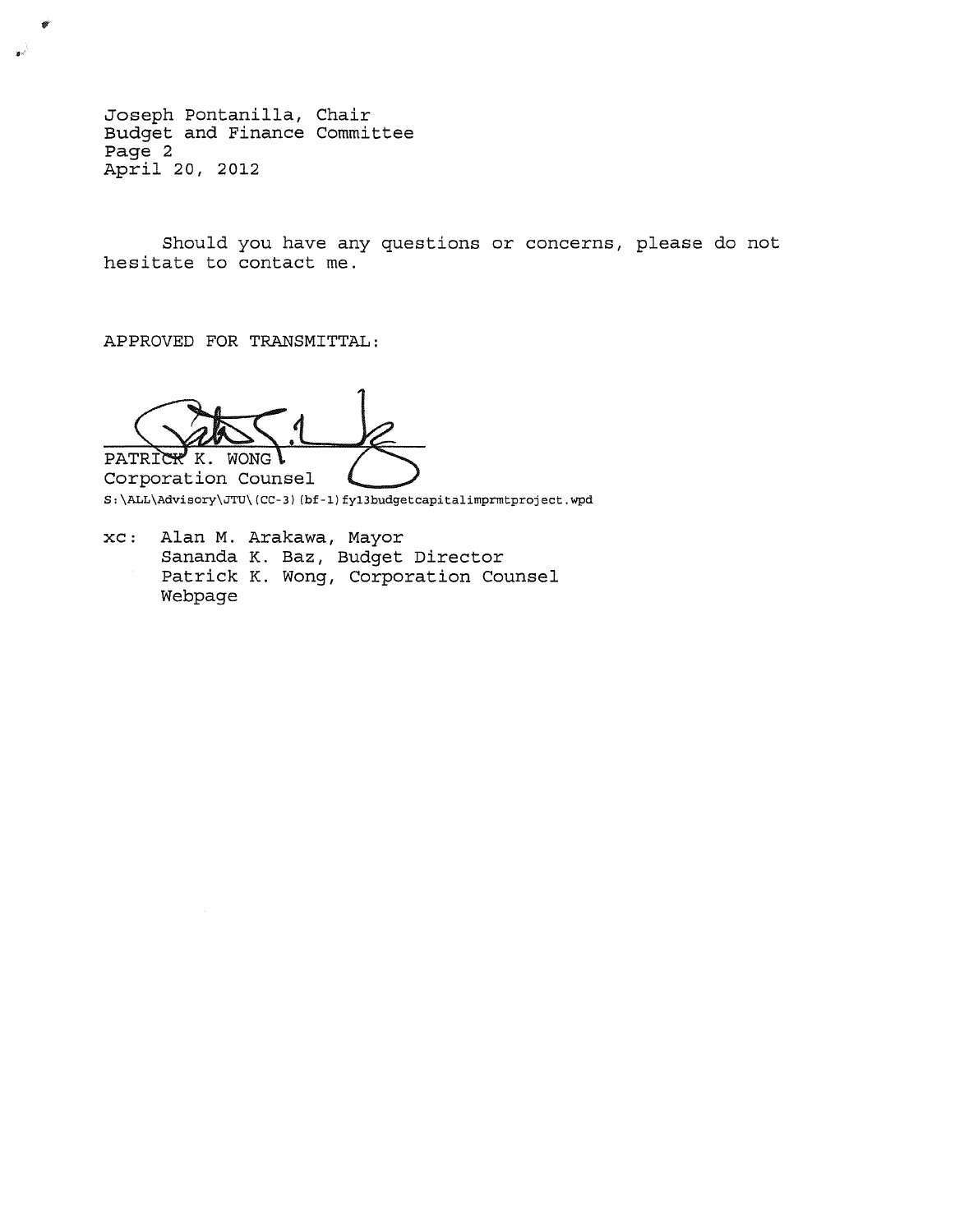Joseph Pontanilla, Chair
Budget and Finance Committee
Page 2
April 20, 2012

Should you have any questions or concerns, please do not hesitate to contact me.

APPROVED FOR TRANSMITTAL:

PATRICK K. WONG
Corporation Counsel

S:\ALL\Advisory\JTU\(CC-3)(bf-1)fy13budgetcapitalimprmtproject.wpd

xc: Alan M. Arakawa, Mayor
Sananda K. Baz, Budget Director
Patrick K. Wong, Corporation Counsel
Webpage